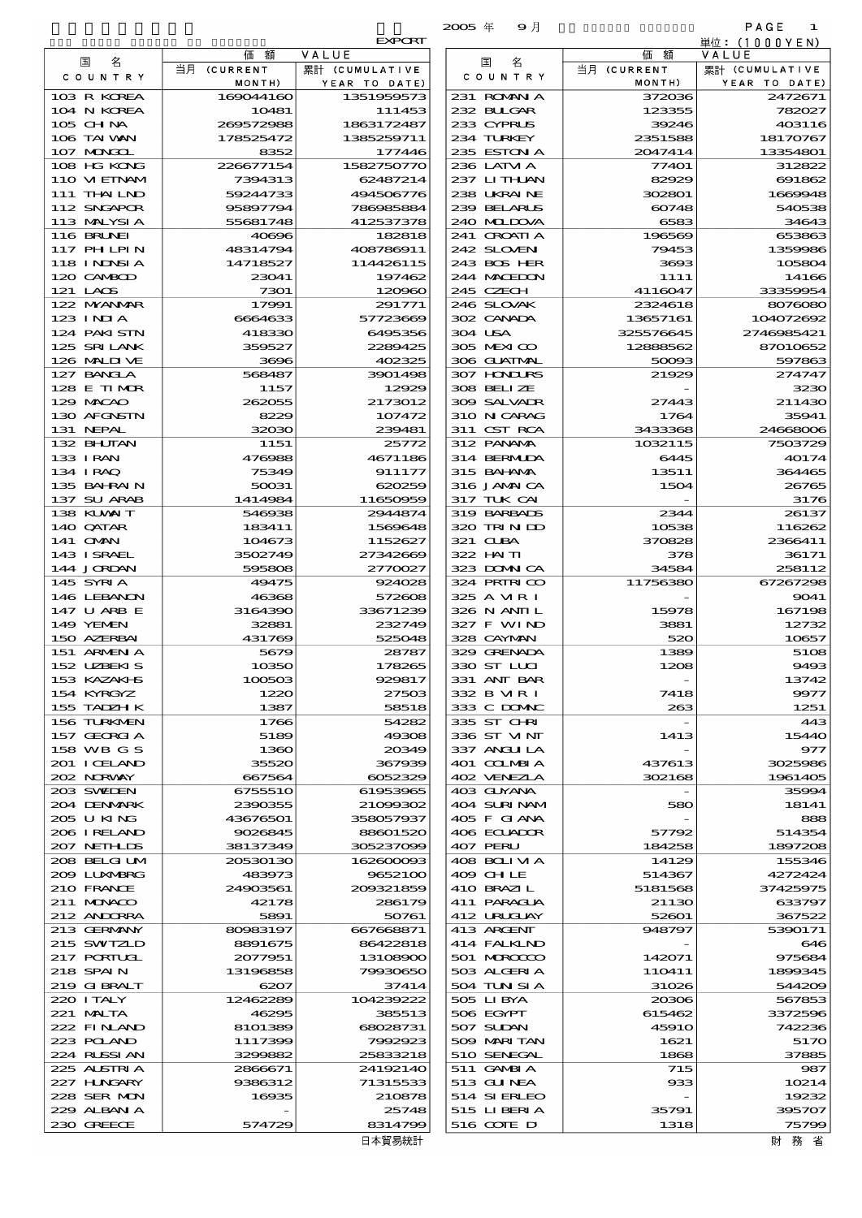EXPORT

2005 年 9 月

単位：(1000YEN)

| 国名 COUNTRY | 価額 VALUE 当月 (CURRENT MONTH) | 累計 (CUMULATIVE YEAR TO DATE) |
|---|---|---|
| 103 R KOREA | 169044160 | 1351959573 |
| 104 N KOREA | 10481 | 111453 |
| 105 CHINA | 269572988 | 1863172487 |
| 106 TAIWAN | 178525472 | 1385259711 |
| 107 MONGOL | 8352 | 177446 |
| 108 HG KONG | 226677154 | 1582750770 |
| 110 VIETNAM | 7394313 | 62487214 |
| 111 THAILND | 59244733 | 494506776 |
| 112 SNGAPOR | 95897794 | 786985884 |
| 113 MALYSIA | 55681748 | 412537378 |
| 116 BRUNEI | 40696 | 182818 |
| 117 PHILPIN | 48314794 | 408786911 |
| 118 INDNSIA | 14718527 | 114426115 |
| 120 CAMBOD | 23041 | 197462 |
| 121 LAOS | 7301 | 120960 |
| 122 MYANMAR | 17991 | 291771 |
| 123 INDIA | 6664633 | 57723669 |
| 124 PAKISTN | 418330 | 6495356 |
| 125 SRILANK | 359527 | 2289425 |
| 126 MALDIVE | 3696 | 402325 |
| 127 BANGLA | 568487 | 3901498 |
| 128 E TIMOR | 1157 | 12929 |
| 129 MACAO | 262055 | 2173012 |
| 130 AFGNSTN | 8229 | 107472 |
| 131 NEPAL | 32030 | 239481 |
| 132 BHUTAN | 1151 | 25772 |
| 133 IRAN | 476988 | 4671186 |
| 134 IRAQ | 75349 | 911177 |
| 135 BAHRAIN | 50031 | 620259 |
| 137 SU ARAB | 1414984 | 11650959 |
| 138 KUWAIT | 546938 | 2944874 |
| 140 QATAR | 183411 | 1569648 |
| 141 OMAN | 104673 | 1152627 |
| 143 ISRAEL | 3502749 | 27342669 |
| 144 JORDAN | 595808 | 2770027 |
| 145 SYRIA | 49475 | 924028 |
| 146 LEBANON | 46368 | 572608 |
| 147 U ARB E | 3164390 | 33671239 |
| 149 YEMEN | 32881 | 232749 |
| 150 AZERBAI | 431769 | 525048 |
| 151 ARMENIA | 5679 | 28787 |
| 152 UZBEKIS | 10350 | 178265 |
| 153 KAZAKHS | 100503 | 929817 |
| 154 KYRGYZ | 1220 | 27503 |
| 155 TADZHIK | 1387 | 58518 |
| 156 TURKMEN | 1766 | 54282 |
| 157 GEORGIA | 5189 | 49308 |
| 158 WB G S | 1360 | 20349 |
| 201 ICELAND | 35520 | 367939 |
| 202 NORWAY | 667564 | 6052329 |
| 203 SWEDEN | 6755510 | 61953965 |
| 204 DENMARK | 2390355 | 21099302 |
| 205 U KING | 43676501 | 358057937 |
| 206 IRELAND | 9026845 | 88601520 |
| 207 NETHLDS | 38137349 | 305237099 |
| 208 BELGIUM | 20530130 | 162600093 |
| 209 LUXMBRG | 483973 | 9652100 |
| 210 FRANCE | 24903561 | 209321859 |
| 211 MONACO | 42178 | 286179 |
| 212 ANDORRA | 5891 | 50761 |
| 213 GERMANY | 80983197 | 667668871 |
| 215 SWITZLD | 8891675 | 86422818 |
| 217 PORTUGL | 2077951 | 13108900 |
| 218 SPAIN | 13196858 | 79930650 |
| 219 GIBRALT | 6207 | 37414 |
| 220 ITALY | 12462289 | 104239222 |
| 221 MALTA | 46295 | 385513 |
| 222 FINLAND | 8101389 | 68028731 |
| 223 POLAND | 1117399 | 7992923 |
| 224 RUSSIAN | 3299882 | 25833218 |
| 225 AUSTRIA | 2866671 | 24192140 |
| 227 HUNGARY | 9386312 | 71315533 |
| 228 SER MON | 16935 | 210878 |
| 229 ALBANIA | - | 25748 |
| 230 GREECE | 574729 | 8314799 |
| 231 ROMANIA | 372036 | 2472671 |
| 232 BULGAR | 123355 | 782027 |
| 233 CYPRUS | 39246 | 403116 |
| 234 TURKEY | 2351588 | 18170767 |
| 235 ESTONIA | 2047414 | 13354801 |
| 236 LATVIA | 77401 | 312822 |
| 237 LITHUAN | 82929 | 691862 |
| 238 UKRAINE | 302801 | 1669948 |
| 239 BELARUS | 60748 | 540538 |
| 240 MOLDOVA | 6583 | 34643 |
| 241 CROATIA | 196569 | 653863 |
| 242 SLOVEN | 79453 | 1359986 |
| 243 BOS HER | 3693 | 105804 |
| 244 MACEDON | 1111 | 14166 |
| 245 CZECH | 4116047 | 33359954 |
| 246 SLOVAK | 2324618 | 8076080 |
| 302 CANADA | 13657161 | 104072692 |
| 304 USA | 325576645 | 2746985421 |
| 305 MEXICO | 12888562 | 87010652 |
| 306 GUATMAL | 50093 | 597863 |
| 307 HONDURS | 21929 | 274747 |
| 308 BELIZE | - | 3230 |
| 309 SALVADR | 27443 | 211430 |
| 310 NICARAG | 1764 | 35941 |
| 311 CST RCA | 3433368 | 24668006 |
| 312 PANAMA | 1032115 | 7503729 |
| 314 BERMUDA | 6445 | 40174 |
| 315 BAHAMA | 13511 | 364465 |
| 316 JAMAICA | 1504 | 26765 |
| 317 TUK CAI | - | 3176 |
| 319 BARBADS | 2344 | 26137 |
| 320 TRIN DD | 10538 | 116262 |
| 321 CUBA | 370828 | 2366411 |
| 322 HAITI | 378 | 36171 |
| 323 DOMNICA | 34584 | 258112 |
| 324 PRTRICO | 11756380 | 67267298 |
| 325 A VIRI | - | 9041 |
| 326 N ANTIL | 15978 | 167198 |
| 327 F WIND | 3881 | 12732 |
| 328 CAYMAN | 520 | 10657 |
| 329 GRENADA | 1389 | 5108 |
| 330 ST LUCI | 1208 | 9493 |
| 331 ANT BAR | - | 13742 |
| 332 B VIRI | 7418 | 9977 |
| 333 C DOMNC | 263 | 1251 |
| 335 ST CHRI | - | 443 |
| 336 ST VINT | 1413 | 15440 |
| 337 ANGUILA | - | 977 |
| 401 COLMBIA | 437613 | 3025986 |
| 402 VENEZLA | 302168 | 1961405 |
| 403 GUYANA | - | 35994 |
| 404 SURINAM | 580 | 18141 |
| 405 F GIANA | - | 888 |
| 406 ECUADOR | 57792 | 514354 |
| 407 PERU | 184258 | 1897208 |
| 408 BOLIVIA | 14129 | 155346 |
| 409 CHILE | 514367 | 4272424 |
| 410 BRAZIL | 5181568 | 37425975 |
| 411 PARAGUA | 21130 | 633797 |
| 412 URUGUAY | 52601 | 367522 |
| 413 ARGENT | 948797 | 5390171 |
| 414 FALKLND | - | 646 |
| 501 MOROCCO | 142071 | 975684 |
| 503 ALGERIA | 110411 | 1899345 |
| 504 TUNISIA | 31026 | 544209 |
| 505 LIBYA | 20306 | 567853 |
| 506 EGYPT | 615462 | 3372596 |
| 507 SUDAN | 45910 | 742236 |
| 509 MARITAN | 1621 | 5170 |
| 510 SENEGAL | 1868 | 37885 |
| 511 GAMBIA | 715 | 987 |
| 513 GUINEA | 933 | 10214 |
| 514 SIERLEO | - | 19232 |
| 515 LIBERIA | 35791 | 395707 |
| 516 COTE D | 1318 | 75799 |

日本貿易統計

財務省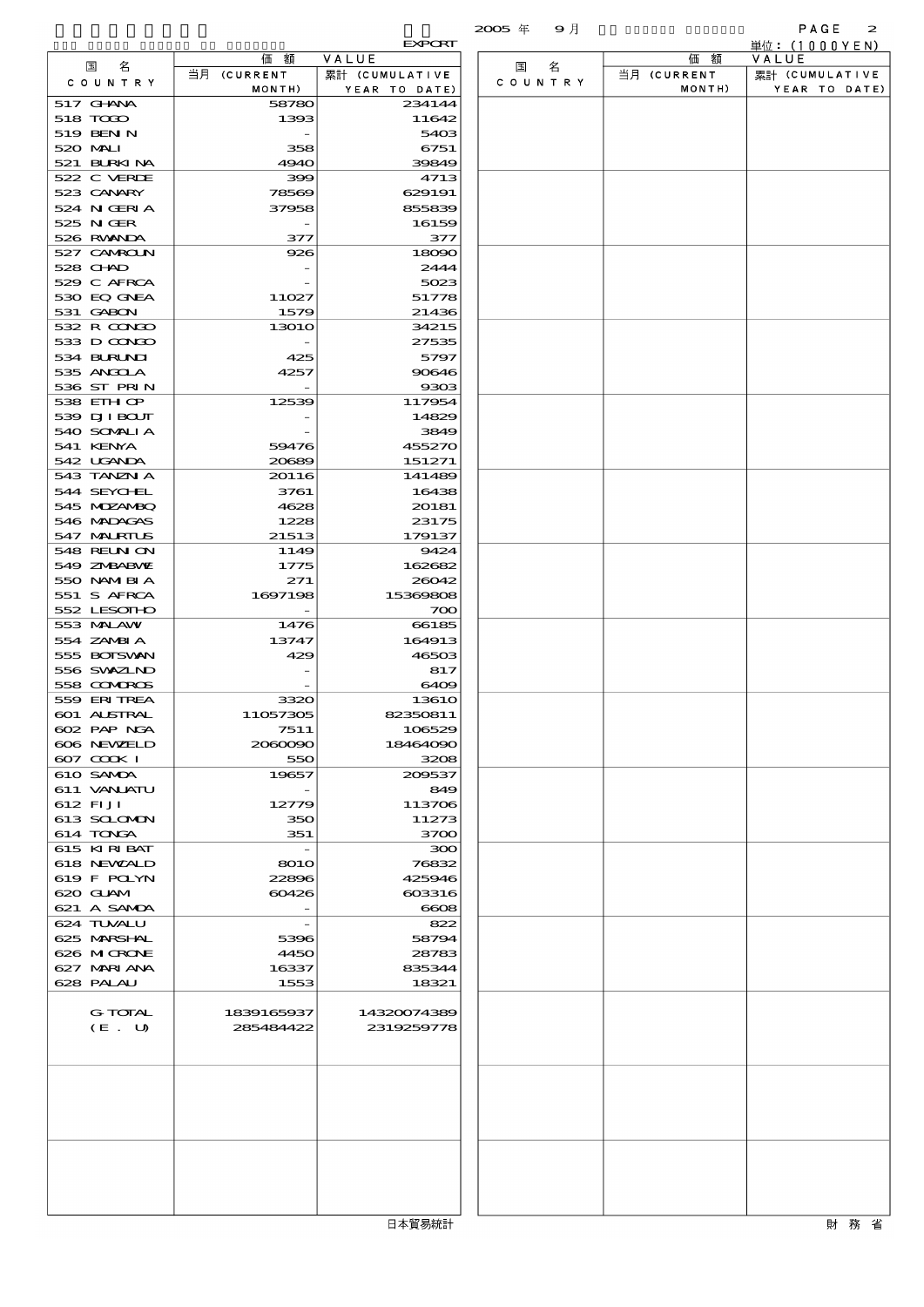EXPORT

2005 年 9 月

単位：(1000YEN)

| 国 名 COUNTRY | 価 額 VALUE 当月 (CURRENT MONTH) | 累計 (CUMULATIVE YEAR TO DATE) | 国 名 COUNTRY | 価 額 VALUE 当月 (CURRENT MONTH) | 累計 (CUMULATIVE YEAR TO DATE) |
|---|---|---|---|---|---|
| 517 GHANA | 58780 | 234144 | | | |
| 518 TOGO | 1393 | 11642 | | | |
| 519 BENIN | - | 5403 | | | |
| 520 MALI | 358 | 6751 | | | |
| 521 BURKINA | 4940 | 39849 | | | |
| 522 C VERDE | 399 | 4713 | | | |
| 523 CANARY | 78569 | 629191 | | | |
| 524 NIGERIA | 37958 | 855839 | | | |
| 525 NIGER | - | 16159 | | | |
| 526 RWANDA | 377 | 377 | | | |
| 527 CAMROUN | 926 | 18090 | | | |
| 528 CHAD | - | 2444 | | | |
| 529 C AFRCA | - | 5023 | | | |
| 530 EQ GNEA | 11027 | 51778 | | | |
| 531 GABON | 1579 | 21436 | | | |
| 532 R CONGO | 13010 | 34215 | | | |
| 533 D CONGO | - | 27535 | | | |
| 534 BURUNDI | 425 | 5797 | | | |
| 535 ANGOLA | 4257 | 90646 | | | |
| 536 ST PRIN | - | 9303 | | | |
| 538 ETHIOP | 12539 | 117954 | | | |
| 539 DJIBOUT | - | 14829 | | | |
| 540 SOMALIA | - | 3849 | | | |
| 541 KENYA | 59476 | 455270 | | | |
| 542 UGANDA | 20689 | 151271 | | | |
| 543 TANZNIA | 20116 | 141489 | | | |
| 544 SEYCHEL | 3761 | 16438 | | | |
| 545 MOZAMBQ | 4628 | 20181 | | | |
| 546 MADAGAS | 1228 | 23175 | | | |
| 547 MAURTUS | 21513 | 179137 | | | |
| 548 REUNION | 1149 | 9424 | | | |
| 549 ZMBABWE | 1775 | 162682 | | | |
| 550 NAMIBIA | 271 | 26042 | | | |
| 551 S AFRCA | 1697198 | 15369808 | | | |
| 552 LESOTHO | - | 700 | | | |
| 553 MALAWI | 1476 | 66185 | | | |
| 554 ZAMBIA | 13747 | 164913 | | | |
| 555 BOTSWAN | 429 | 46503 | | | |
| 556 SWAZLND | - | 817 | | | |
| 558 COMOROS | - | 6409 | | | |
| 559 ERITREA | 3320 | 13610 | | | |
| 601 AUSTRAL | 11057305 | 82350811 | | | |
| 602 PAP NGA | 7511 | 106529 | | | |
| 606 NEWZELD | 2060090 | 18464090 | | | |
| 607 COOK I | 550 | 3208 | | | |
| 610 SAMOA | 19657 | 209537 | | | |
| 611 VANUATU | - | 849 | | | |
| 612 FIJI | 12779 | 113706 | | | |
| 613 SOLOMON | 350 | 11273 | | | |
| 614 TONGA | 351 | 3700 | | | |
| 615 KIRIBAT | - | 300 | | | |
| 618 NEWCALD | 8010 | 76832 | | | |
| 619 F POLYN | 22896 | 425946 | | | |
| 620 GUAM | 60426 | 603316 | | | |
| 621 A SAMOA | - | 6608 | | | |
| 624 TUVALU | - | 822 | | | |
| 625 MARSHAL | 5396 | 58794 | | | |
| 626 MICRONE | 4450 | 28783 | | | |
| 627 MARIANA | 16337 | 835344 | | | |
| 628 PALAU | 1553 | 18321 | | | |
| G-TOTAL | 1839165937 | 14320074389 | | | |
| (E. U) | 285484422 | 2319259778 | | | |

日本貿易統計

財 務 省